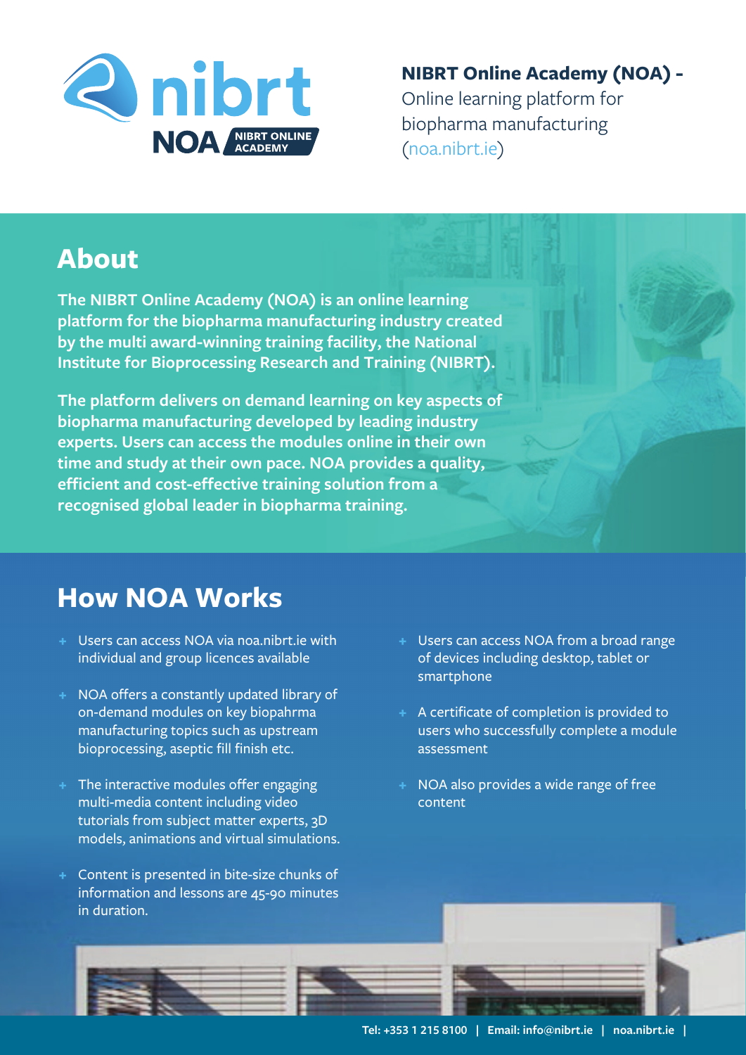**NIBRT Online Academy (NOA) -**
Online learning platform for biopharma manufacturing (noa.nibrt.ie)

## About

**The NIBRT Online Academy (NOA) is an online learning platform for the biopharma manufacturing industry created by the multi award-winning training facility, the National Institute for Bioprocessing Research and Training (NIBRT).**

**The platform delivers on demand learning on key aspects of biopharma manufacturing developed by leading industry experts. Users can access the modules online in their own time and study at their own pace. NOA provides a quality, efficient and cost-effective training solution from a recognised global leader in biopharma training.**

## How NOA Works

- Users can access NOA via noa.nibrt.ie with individual and group licences available
- NOA offers a constantly updated library of on-demand modules on key biopahrma manufacturing topics such as upstream bioprocessing, aseptic fill finish etc.
- The interactive modules offer engaging multi-media content including video tutorials from subject matter experts, 3D models, animations and virtual simulations.
- Content is presented in bite-size chunks of information and lessons are 45-90 minutes in duration.
- Users can access NOA from a broad range of devices including desktop, tablet or smartphone
- A certificate of completion is provided to users who successfully complete a module assessment
- NOA also provides a wide range of free content

Tel: +353 1 215 8100 | Email: info@nibrt.ie | noa.nibrt.ie |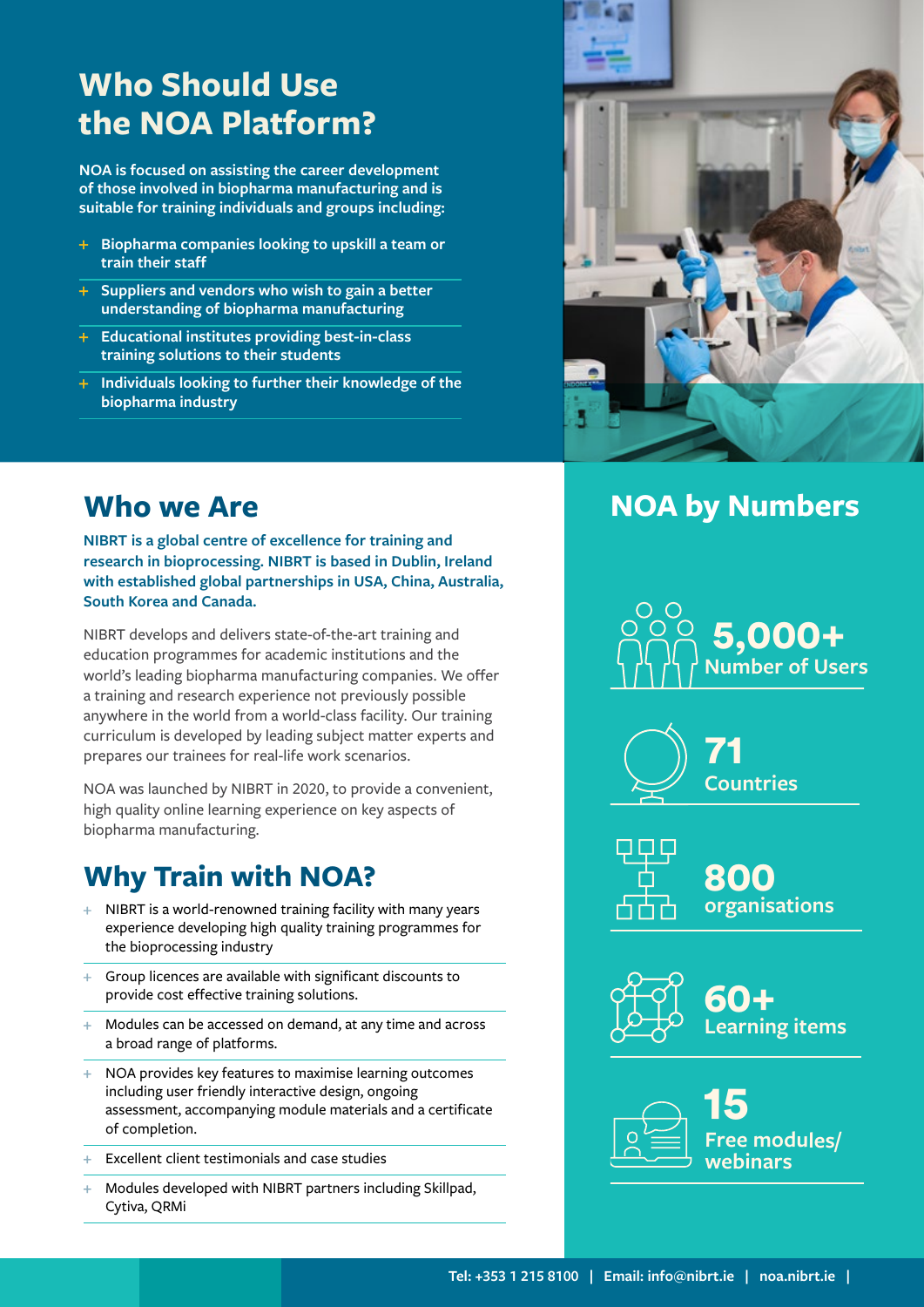## Who Should Use the NOA Platform?

**NOA is focused on assisting the career development of those involved in biopharma manufacturing and is suitable for training individuals and groups including:**

- **Biopharma companies looking to upskill a team or train their staff**
- **Suppliers and vendors who wish to gain a better understanding of biopharma manufacturing**
- **Educational institutes providing best-in-class training solutions to their students**
- **Individuals looking to further their knowledge of the biopharma industry**

## Who we Are

**NIBRT is a global centre of excellence for training and research in bioprocessing. NIBRT is based in Dublin, Ireland with established global partnerships in USA, China, Australia, South Korea and Canada.**

NIBRT develops and delivers state-of-the-art training and education programmes for academic institutions and the world's leading biopharma manufacturing companies. We offer a training and research experience not previously possible anywhere in the world from a world-class facility. Our training curriculum is developed by leading subject matter experts and prepares our trainees for real-life work scenarios.

NOA was launched by NIBRT in 2020, to provide a convenient, high quality online learning experience on key aspects of biopharma manufacturing.

## Why Train with NOA?

- NIBRT is a world-renowned training facility with many years experience developing high quality training programmes for the bioprocessing industry
- Group licences are available with significant discounts to provide cost effective training solutions.
- Modules can be accessed on demand, at any time and across a broad range of platforms.
- NOA provides key features to maximise learning outcomes including user friendly interactive design, ongoing assessment, accompanying module materials and a certificate of completion.
- Excellent client testimonials and case studies
- Modules developed with NIBRT partners including Skillpad, Cytiva, QRMi

## NOA by Numbers

**5,000+**
Number of Users

**71**
Countries

**800**
organisations

**60+**
Learning items

**15**
Free modules/ webinars

Tel: +353 1 215 8100 | Email: info@nibrt.ie | noa.nibrt.ie |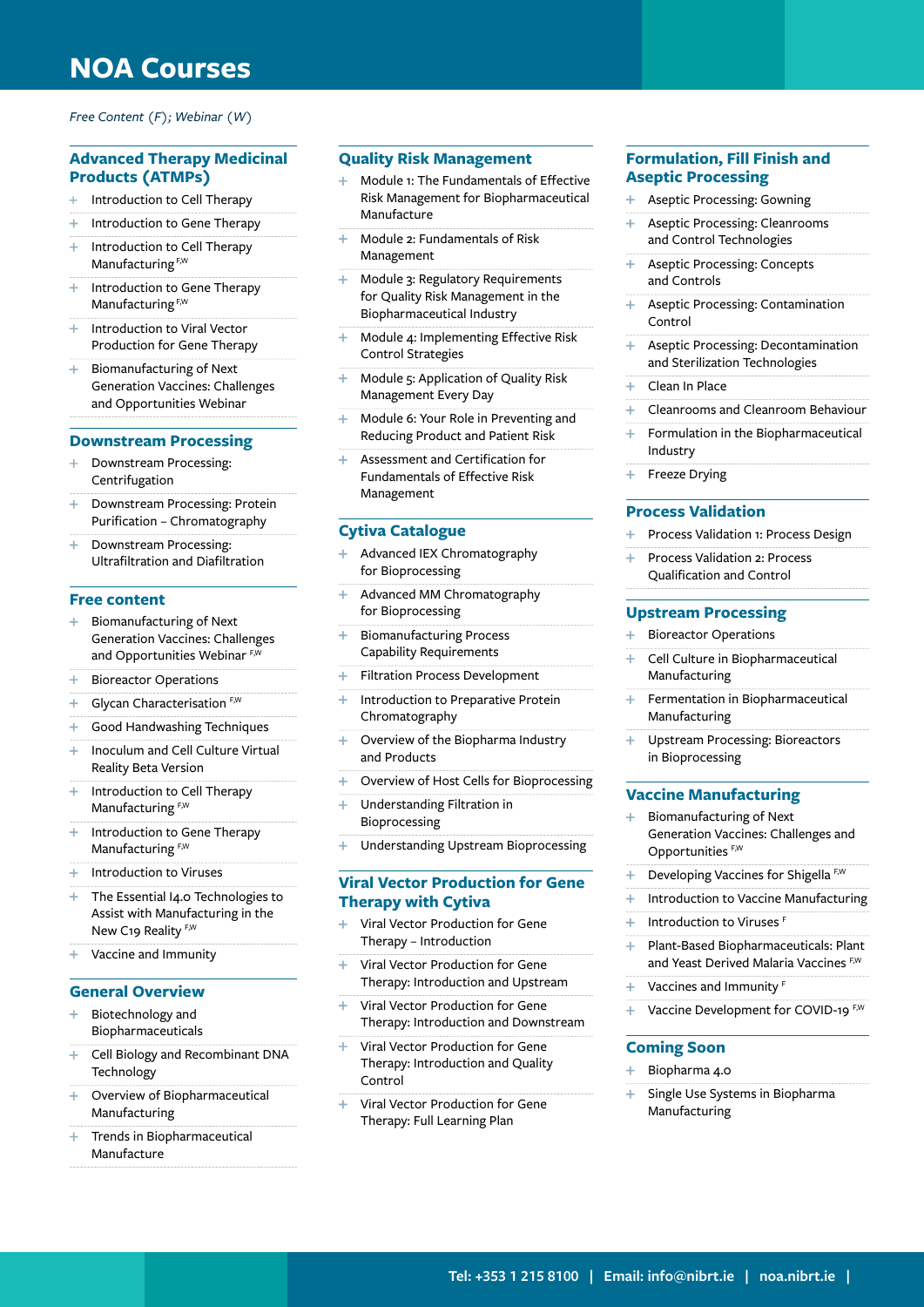# NOA Courses

*Free Content (F); Webinar (W)*

## Advanced Therapy Medicinal Products (ATMPs)

- Introduction to Cell Therapy
- Introduction to Gene Therapy
- Introduction to Cell Therapy Manufacturing F,W
- Introduction to Gene Therapy Manufacturing F,W
- Introduction to Viral Vector Production for Gene Therapy
- Biomanufacturing of Next Generation Vaccines: Challenges and Opportunities Webinar

## Downstream Processing

- Downstream Processing: Centrifugation
- Downstream Processing: Protein Purification – Chromatography
- Downstream Processing: Ultrafiltration and Diafiltration

## Free content

- Biomanufacturing of Next Generation Vaccines: Challenges and Opportunities Webinar F,W
- Bioreactor Operations
- Glycan Characterisation F,W
- Good Handwashing Techniques
- Inoculum and Cell Culture Virtual Reality Beta Version
- Introduction to Cell Therapy Manufacturing F,W
- Introduction to Gene Therapy Manufacturing F,W
- Introduction to Viruses
- The Essential I4.0 Technologies to Assist with Manufacturing in the New C19 Reality F,W
- Vaccine and Immunity

## General Overview

- Biotechnology and Biopharmaceuticals
- Cell Biology and Recombinant DNA Technology
- Overview of Biopharmaceutical Manufacturing
- Trends in Biopharmaceutical Manufacture

## Quality Risk Management

- Module 1: The Fundamentals of Effective Risk Management for Biopharmaceutical Manufacture
- Module 2: Fundamentals of Risk Management
- Module 3: Regulatory Requirements for Quality Risk Management in the Biopharmaceutical Industry
- Module 4: Implementing Effective Risk Control Strategies
- Module 5: Application of Quality Risk Management Every Day
- Module 6: Your Role in Preventing and Reducing Product and Patient Risk
- Assessment and Certification for Fundamentals of Effective Risk Management

## Cytiva Catalogue

- Advanced IEX Chromatography for Bioprocessing
- Advanced MM Chromatography for Bioprocessing
- Biomanufacturing Process Capability Requirements
- Filtration Process Development
- Introduction to Preparative Protein Chromatography
- Overview of the Biopharma Industry and Products
- Overview of Host Cells for Bioprocessing
- Understanding Filtration in Bioprocessing
- Understanding Upstream Bioprocessing

## Viral Vector Production for Gene Therapy with Cytiva

- Viral Vector Production for Gene Therapy – Introduction
- Viral Vector Production for Gene Therapy: Introduction and Upstream
- Viral Vector Production for Gene Therapy: Introduction and Downstream
- Viral Vector Production for Gene Therapy: Introduction and Quality Control
- Viral Vector Production for Gene Therapy: Full Learning Plan

## Formulation, Fill Finish and Aseptic Processing

- Aseptic Processing: Gowning
- Aseptic Processing: Cleanrooms and Control Technologies
- Aseptic Processing: Concepts and Controls
- Aseptic Processing: Contamination Control
- Aseptic Processing: Decontamination and Sterilization Technologies
- Clean In Place
- Cleanrooms and Cleanroom Behaviour
- Formulation in the Biopharmaceutical Industry
- Freeze Drying

## Process Validation

- Process Validation 1: Process Design
- Process Validation 2: Process Qualification and Control

## Upstream Processing

- Bioreactor Operations
- Cell Culture in Biopharmaceutical Manufacturing
- Fermentation in Biopharmaceutical Manufacturing
- Upstream Processing: Bioreactors in Bioprocessing

## Vaccine Manufacturing

- Biomanufacturing of Next Generation Vaccines: Challenges and Opportunities F,W
- Developing Vaccines for Shigella F,W
- Introduction to Vaccine Manufacturing
- Introduction to Viruses F
- Plant-Based Biopharmaceuticals: Plant and Yeast Derived Malaria Vaccines F,W
- Vaccines and Immunity F
- Vaccine Development for COVID-19 F,W

## Coming Soon

- Biopharma 4.0
- Single Use Systems in Biopharma Manufacturing

Tel: +353 1 215 8100 | Email: info@nibrt.ie | noa.nibrt.ie |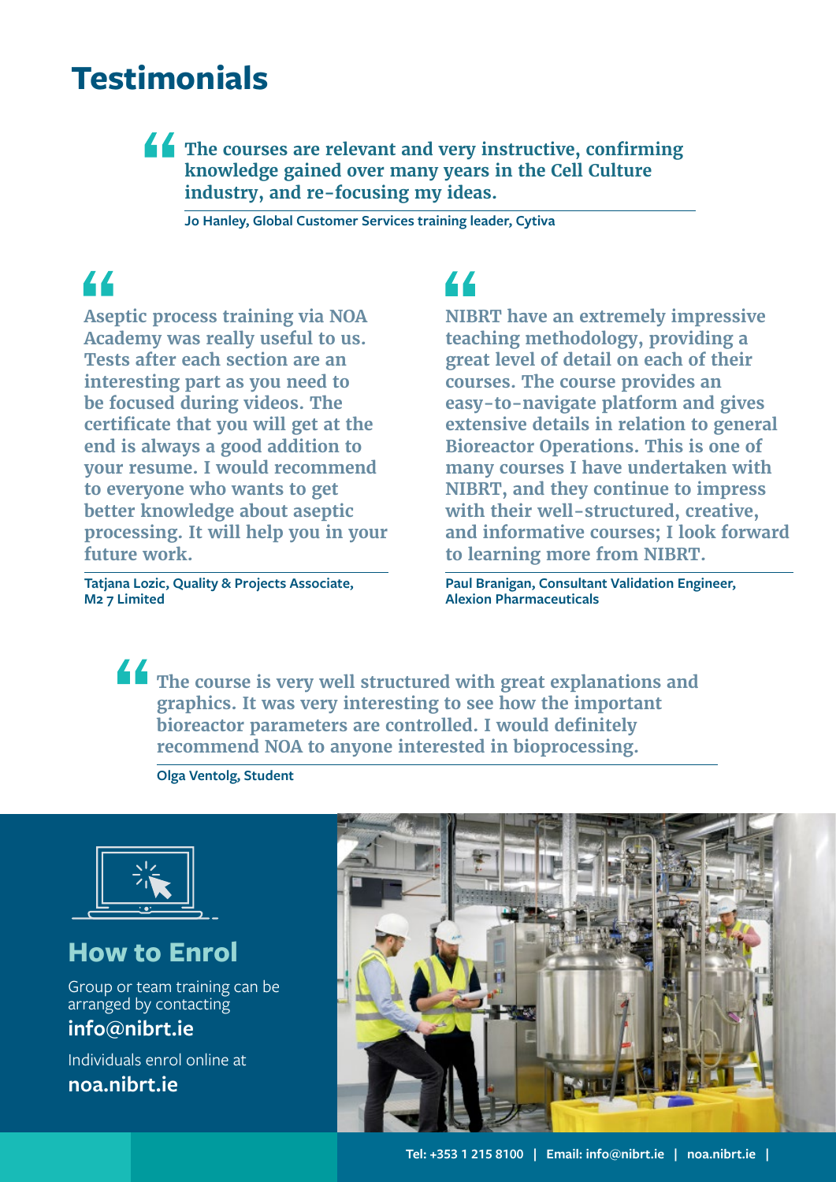# Testimonials

> The courses are relevant and very instructive, confirming knowledge gained over many years in the Cell Culture industry, and re-focusing my ideas.

**Jo Hanley, Global Customer Services training leader, Cytiva**

> Aseptic process training via NOA Academy was really useful to us. Tests after each section are an interesting part as you need to be focused during videos. The certificate that you will get at the end is always a good addition to your resume. I would recommend to everyone who wants to get better knowledge about aseptic processing. It will help you in your future work.

**Tatjana Lozic, Quality & Projects Associate, M2 7 Limited**

> NIBRT have an extremely impressive teaching methodology, providing a great level of detail on each of their courses. The course provides an easy-to-navigate platform and gives extensive details in relation to general Bioreactor Operations. This is one of many courses I have undertaken with NIBRT, and they continue to impress with their well-structured, creative, and informative courses; I look forward to learning more from NIBRT.

**Paul Branigan, Consultant Validation Engineer, Alexion Pharmaceuticals**

> The course is very well structured with great explanations and graphics. It was very interesting to see how the important bioreactor parameters are controlled. I would definitely recommend NOA to anyone interested in bioprocessing.

**Olga Ventolg, Student**

## How to Enrol

Group or team training can be arranged by contacting

**info@nibrt.ie**

Individuals enrol online at

**noa.nibrt.ie**

**Tel: +353 1 215 8100 | Email: info@nibrt.ie | noa.nibrt.ie |**